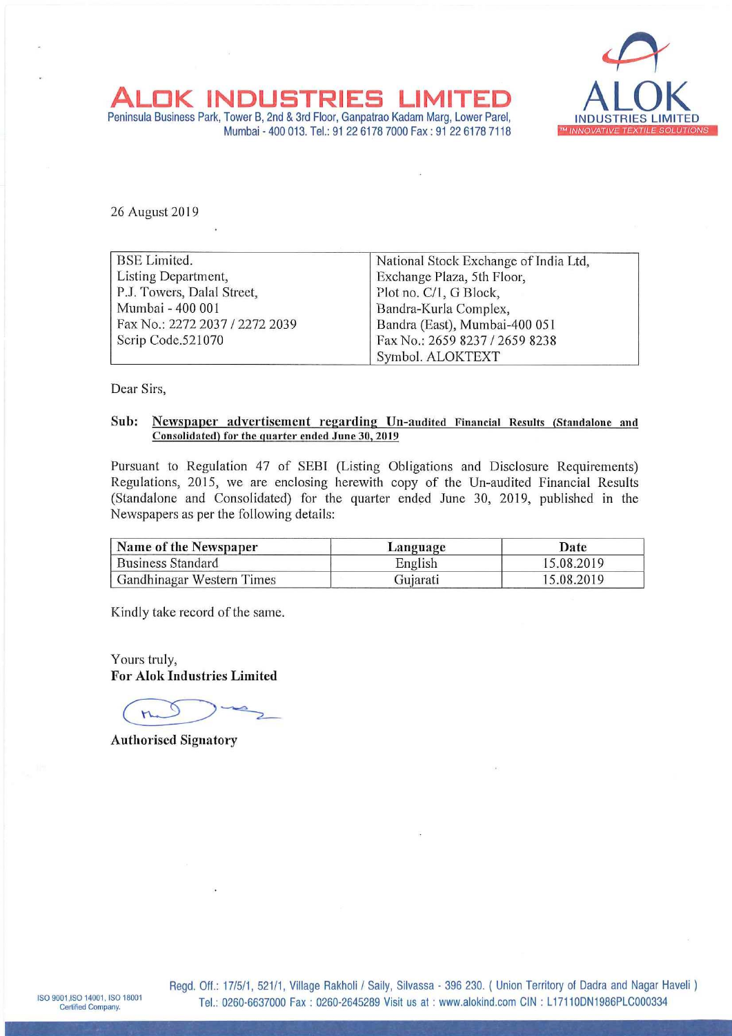# ALOK INDUSTRIES LIMITED

Peninsula Business Park, Tower B, 2nd & 3rd Floor, Ganpatrao Kadam Marg, Lower Parel, Mumbai - 400 013. Tel.: 91 22 6178 7000 Fax : 91 22 6178 7118

26 August 2019

| BSE Limited.<br>Listing Department,<br>P.J. Towers, Dalal Street,<br>Mumbai - 400 001<br>Fax No.: 2272 2037 / 2272 2039<br>Scrip Code.521070 | National Stock Exchange of India Ltd,<br>Exchange Plaza, 5th Floor,<br>Plot no. C/1, G Block,<br>Bandra-Kurla Complex,<br>Bandra (East), Mumbai-400 051<br>Fax No.: 2659 8237 / 2659 8238<br>Symbol. ALOKTEXT |
|---|---|

Dear Sirs,

**Sub: Newspaper advertisement regarding Un-audited Financial Results (Standalone and Consolidated) for the quarter ended June 30, 2019**

Pursuant to Regulation 47 of SEBI (Listing Obligations and Disclosure Requirements) Regulations, 2015, we are enclosing herewith copy of the Un-audited Financial Results (Standalone and Consolidated) for the quarter ended June 30, 2019, published in the Newspapers as per the following details:

| Name of the Newspaper | Language | Date |
|---|---|---|
| Business Standard | English | 15.08.2019 |
| Gandhinagar Western Times | Gujarati | 15.08.2019 |

Kindly take record of the same.

Yours truly,
**For Alok Industries Limited**

**Authorised Signatory**

ISO 9001,ISO 14001, ISO 18001 Certified Company.

Regd. Off.: 17/5/1, 521/1, Village Rakholi / Saily, Silvassa - 396 230. ( Union Territory of Dadra and Nagar Haveli )
Tel.: 0260-6637000 Fax : 0260-2645289 Visit us at : www.alokind.com CIN : L17110DN1986PLC000334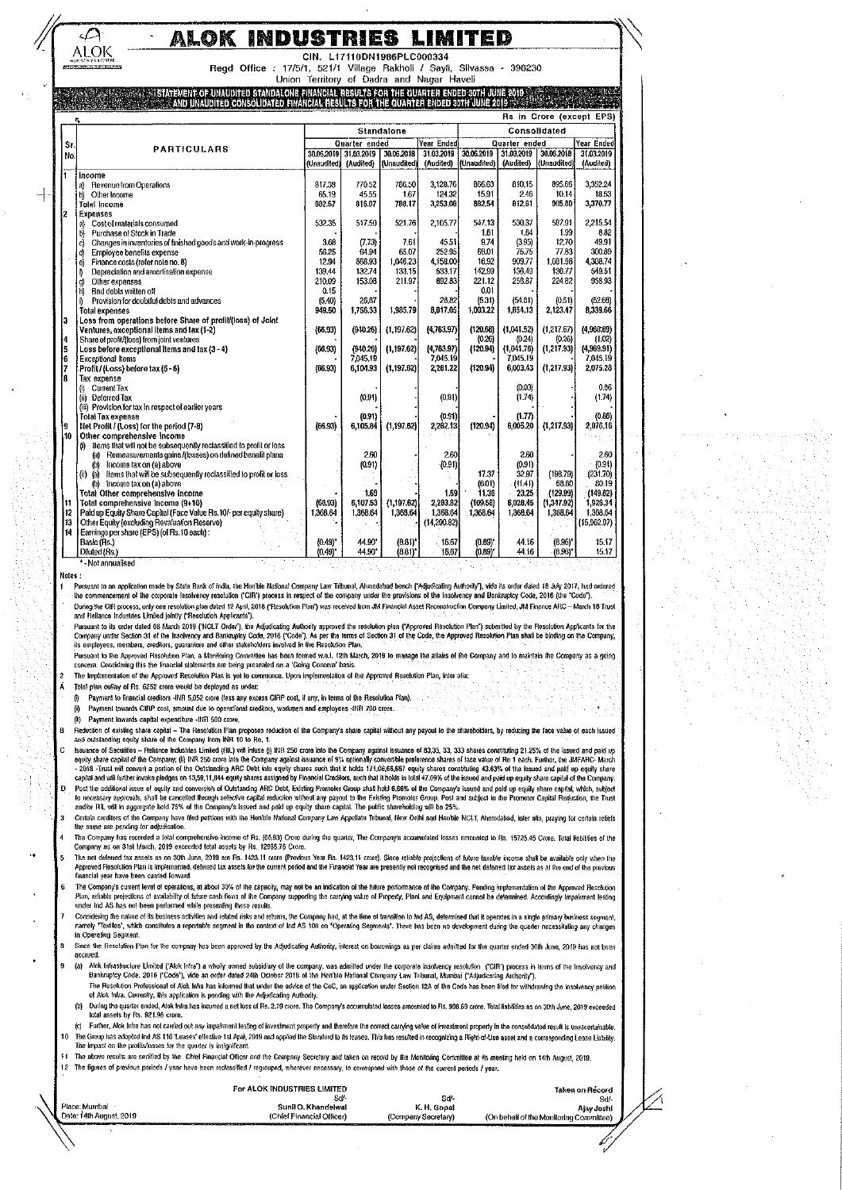# ALOK INDUSTRIES LIMITED

CIN. L17110DN1986PLC000334

Regd Office : 17/5/1, 521/1 Village Rakholi / Sayli, Silvassa - 396230

Union Territory of Dadra and Nagar Haveli

## STATEMENT OF UNAUDITED STANDALONE FINANCIAL RESULTS FOR THE QUARTER ENDED 30TH JUNE 2019 AND UNAUDITED CONSOLIDATED FINANCIAL RESULTS FOR THE QUARTER ENDED 30TH JUNE 2019

Rs in Crore (except EPS)

| Sr. No. | PARTICULARS | Standalone | | | | Consolidated | | | |
|---|---|---|---|---|---|---|---|---|---|
| | | Quarter ended | | | Year Ended | Quarter ended | | | Year Ended |
| | | 30.06.2019 (Unaudited) | 31.03.2019 (Audited) | 30.06.2018 (Unaudited) | 31.03.2019 (Audited) | 30.06.2019 (Unaudited) | 31.03.2019 (Audited) | 30.06.2018 (Unaudited) | 31.03.2019 (Audited) |
| 1 | Income | | | | | | | | |
| | a) Revenue from Operations | 817.38 | 770.52 | 786.50 | 3,128.76 | 866.63 | 810.15 | 895.66 | 3,352.24 |
| | b) Other Income | 65.19 | 45.55 | 1.67 | 124.32 | 15.91 | 2.46 | 10.14 | 18.53 |
| | Total Income | 882.57 | 816.07 | 788.17 | 3,253.08 | 882.54 | 812.61 | 905.80 | 3,370.77 |
| 2 | Expenses | | | | | | | | |
| | a) Cost of materials consumed | 532.35 | 517.50 | 521.76 | 2,105.77 | 547.13 | 530.37 | 587.01 | 2,215.54 |
| | b) Purchase of Stock in Trade | | | | | 1.61 | 1.64 | 1.99 | 8.82 |
| | c) Changes in inventories of finished goods and work-in-progress | 3.68 | (7.73) | 7.61 | 45.51 | 9.74 | (3.95) | 12.70 | 49.91 |
| | d) Employee benefits expense | 56.25 | 64.94 | 65.07 | 252.95 | 69.01 | 75.75 | 77.83 | 300.89 |
| | e) Finance costs (refer note no. 8) | 12.94 | 868.93 | 1,046.23 | 4,158.00 | 16.92 | 909.77 | 1,081.96 | 4,308.74 |
| | f) Depreciation and amortisation expense | 139.44 | 132.74 | 133.15 | 533.17 | 142.99 | 136.49 | 136.77 | 549.51 |
| | g) Other expenses | 210.09 | 153.08 | 211.97 | 892.83 | 221.12 | 258.87 | 224.82 | 958.93 |
| | h) Bad debts written off | 0.15 | | | | 0.01 | | | |
| | i) Provision for doubtful debts and advances | (5.40) | 26.87 | | 26.82 | (5.31) | (54.81) | (0.51) | (52.69) |
| | Total expenses | 949.50 | 1,756.33 | 1,985.79 | 8,017.05 | 1,003.22 | 1,854.13 | 2,123.47 | 8,339.66 |
| 3 | Loss from operations before Share of profit/(loss) of Joint Ventures, exceptional items and tax (1-2) | (66.93) | (940.26) | (1,197.62) | (4,763.97) | (120.68) | (1,041.52) | (1,217.67) | (4,968.89) |
| 4 | Share of profit/(loss) from joint ventures | | | | | (0.26) | (0.24) | (0.26) | (1.02) |
| 5 | Loss before exceptional items and tax (3 - 4) | (66.93) | (940.26) | (1,197.62) | (4,763.97) | (120.94) | (1,041.76) | (1,217.93) | (4,969.91) |
| 6 | Exceptional Items | | 7,045.19 | | 7,045.19 | | 7,045.19 | | 7,045.19 |
| 7 | Profit / (Loss) before tax (5 - 6) | (66.93) | 6,104.93 | (1,197.62) | 2,281.22 | (120.94) | 6,003.43 | (1,217.93) | 2,075.28 |
| 8 | Tax expense | | | | | | | | |
| | (i) Current Tax | | | | | | (0.03) | | 0.86 |
| | (ii) Deferred Tax | | (0.91) | | (0.91) | | (1.74) | | (1.74) |
| | (iii) Provision for tax in respect of earlier years | | | | | | | | |
| | Total Tax expense | | (0.91) | | (0.91) | | (1.77) | | (0.88) |
| 9 | Net Profit / (Loss) for the period (7-8) | (66.93) | 6,105.84 | (1,197.62) | 2,282.13 | (120.94) | 6,005.20 | (1,217.93) | 2,076.16 |
| 10 | Other comprehensive income | | | | | | | | |
| | (i) Items that will not be subsequently reclassified to profit or loss | | | | | | | | |
| | (a) Remeasurements gains/(losses) on defined benefit plans | | 2.60 | | 2.60 | | 2.60 | | 2.60 |
| | (b) Income tax on (a) above | | (0.91) | | (0.91) | | (0.91) | | (0.91) |
| | (ii) (a) Items that will be subsequently reclassified to profit or loss | | | | | 17.37 | 32.97 | (198.79) | (231.70) |
| | (b) Income tax on (a) above | | | | | (6.01) | (11.41) | 68.80 | 80.19 |
| | Total Other comprehensive income | | 1.69 | | 1.69 | 11.36 | 23.25 | (129.99) | (149.82) |
| 11 | Total comprehensive income (9+10) | (66.93) | 6,107.53 | (1,197.62) | 2,283.82 | (109.58) | 6,028.45 | (1,347.92) | 1,926.34 |
| 12 | Paid up Equity Share Capital (Face Value Rs.10/- per equity share) | 1,368.64 | 1,368.64 | 1,368.64 | 1,368.64 | 1,368.64 | 1,368.64 | 1,368.64 | 1,368.64 |
| 13 | Other Equity (excluding Revaluation Reserve) | | | | (14,290.82) | | | | (15,562.97) |
| 14 | Earnings per share (EPS) (of Rs.10 each) : | | | | | | | | |
| | Basic (Rs.) | (0.49)* | 44.90* | (8.61)* | 16.67 | (0.89)* | 44.16 | (8.96)* | 15.17 |
| | Diluted (Rs.) | (0.49)* | 44.90* | (8.61)* | 16.67 | (0.89)* | 44.16 | (8.96)* | 15.17 |

\* - Not annualised

**Notes :**

1. Pursuant to an application made by State Bank of India, the Hon'ble National Company Law Tribunal, Ahmedabad bench ("Adjudicating Authority"), vide its order dated 18 July 2017, had ordered the commencement of the corporate insolvency resolution ("CIR") process in respect of the company under the provisions of the Insolvency and Bankruptcy Code, 2016 (the "Code").

   During the CIR process, only one resolution plan dated 12 April, 2018 ("Resolution Plan") was received from JM Financial Asset Reconstruction Company Limited, JM Finance ARC – March 18 Trust and Reliance Industries Limited jointly ("Resolution Applicants").

   Pursuant to its order dated 08 March 2019 ("NCLT Order"), the Adjudicating Authority approved the resolution plan ("Approved Resolution Plan") submitted by the Resolution Applicants for the Company under Section 31 of the Insolvency and Bankruptcy Code, 2016 ("Code"). As per the terms of Section 31 of the Code, the Approved Resolution Plan shall be binding on the Company, its employees, members, creditors, guarantors and other stakeholders involved in the Resolution Plan.

   Pursuant to the Approved Resolution Plan, a Monitoring Committee has been formed w.e.f. 12th March, 2019 to manage the affairs of the Company and to maintain the Company as a going concern. Considering this the financial statements are being presented on a 'Going Concern' basis.

2. The implementation of the Approved Resolution Plan is yet to commence. Upon implementation of the Approved Resolution Plan, inter alia:

   A. Total plan outlay of Rs. 6252 crore would be deployed as under:
      (i) Payment to financial creditors -INR 5,052 crore (less any excess CIRP cost, if any, in terms of the Resolution Plan).
      (ii) Payment towards CIRP cost, amount due to operational creditors, workmen and employees -INR 700 crore.
      (iii) Payment towards capital expenditure -INR 500 crore.

   B. Reduction of existing share capital – The Resolution Plan proposes reduction of the Company's share capital without any payout to the shareholders, by reducing the face value of each issued and outstanding equity share of the Company from INR 10 to Re. 1.

   C. Issuance of Securities – Reliance Industries Limited (RIL) will infuse (i) INR 250 crore into the Company against issuance of 83,33, 33, 333 shares constituting 21.25% of the issued and paid up equity share capital of the Company; (ii) INR 250 crore into the Company against issuance of 9% optionally convertible preference shares of face value of Re 1 each. Further, the JMFARC- March 2018 -Trust will convert a portion of the Outstanding ARC Debt into equity shares such that it holds 171,08,66,667 equity shares constituting 43.63% of the issued and paid up equity share capital and will further invoke pledges on 13,58,11,844 equity shares assigned by Financial Creditors, such that it holds in total 47.09% of the issued and paid up equity share capital of the Company.

   D. Post the additional issue of equity and conversion of Outstanding ARC Debt, Existing Promoter Group shall hold 6.66% of the Company's issued and paid up equity share capital, which, subject to necessary approvals, shall be cancelled through selective capital reduction without any payout to the Existing Promoter Group. Post and subject to the Promoter Capital Reduction, the Trust and/or RIL will in aggregate hold 75% of the Company's issued and paid up equity share capital. The public shareholding will be 25%.

3. Certain creditors of the Company have filed petitions with the Hon'ble National Company Law Appellate Tribunal, New Delhi and Hon'ble NCLT, Ahmedabad, inter alia, praying for certain reliefs the same are pending for adjudication.

4. The Company has recorded a total comprehensive income of Rs. (66.93) Crore during the quarter, The Company's accumulated losses amounted to Rs. 15725.45 Crore. Total liabilities of the Company as on 31st March, 2019 exceeded total assets by Rs. 12986.76 Crore.

5. The net deferred tax assets as on 30th June, 2019 are Rs. 1423.11 crore (Previous Year Rs. 1423.11 crore). Since reliable projections of future taxable income shall be available only when the Approved Resolution Plan is implemented, deferred tax assets for the current period and the Financial Year are presently not recognised and the net deferred tax assets as at the end of the previous financial year have been carried forward.

6. The Company's current level of operations, at about 30% of the capacity, may not be an indication of the future performance of the Company. Pending implementation of the Approved Resolution Plan, reliable projections of availability of future cash flows of the Company supporting the carrying value of Property, Plant and Equipment cannot be determined. Accordingly impairment testing under Ind AS has not been performed while presenting these results.

7. Considering the nature of its business activities and related risks and returns, the Company had, at the time of transition to Ind AS, determined that it operates in a single primary business segment, namely "Textiles", which constitutes a reportable segment in the context of Ind AS 108 on "Operating Segments". There has been no development during the quarter necessitating any changes in Operating Segment.

8. Since the Resolution Plan for the company has been approved by the Adjudicating Authority, interest on borrowings as per claims admitted for the quarter ended 30th June, 2019 has not been accrued.

9. (a) Alok Infrastructure Limited ('Alok Infra') a wholly owned subsidiary of the company, was admitted under the corporate insolvency resolution ("CIR") process in terms of the Insolvency and Bankruptcy Code, 2016 ("Code"), vide an order dated 24th October 2018 of the Hon'ble National Company Law Tribunal, Mumbai ("Adjudicating Authority").

   The Resolution Professional of Alok Infra has informed that under the advice of the CoC, an application under Section 12A of the Code has been filed for withdrawing the insolvency petition of Alok Infra. Currently, this application is pending with the Adjudicating Authority.

   (b) During the quarter ended, Alok Infra has incurred a net loss of Rs. 2.19 crore. The Company's accumulated losses amounted to Rs. 938.53 crore. Total liabilities as on 30th June, 2019 exceeded total assets by Rs. 921.96 crore.

   (c) Further, Alok Infra has not carried out any impairment testing of investment property and therefore the correct carrying value of investment property in the consolidated result is unascertainable.

10. The Group has adopted Ind AS 116 'Leases' effective 1st April, 2019 and applied the Standard to its leases. This has resulted in recognizing a Right-of-Use asset and a corresponding Lease Liability. The impact on the profits/losses for the quarter is insignificant.

11. The above results are certified by the Chief Financial Officer and the Company Secretary and taken on record by the Monitoring Committee at its meeting held on 14th August, 2019.

12. The figures of previous periods / year have been reclassified / regrouped, wherever necessary, to correspond with those of the current periods / year.

For ALOK INDUSTRIES LIMITED

Place: Mumbai
Date: 14th August, 2019

Sd/-
Sunil O. Khandelwal
(Chief Financial Officer)

Sd/-
K. H. Gopal
(Company Secretary)

Taken on Record
Sd/-
Ajay Joshi
(On behalf of the Monitoring Committee)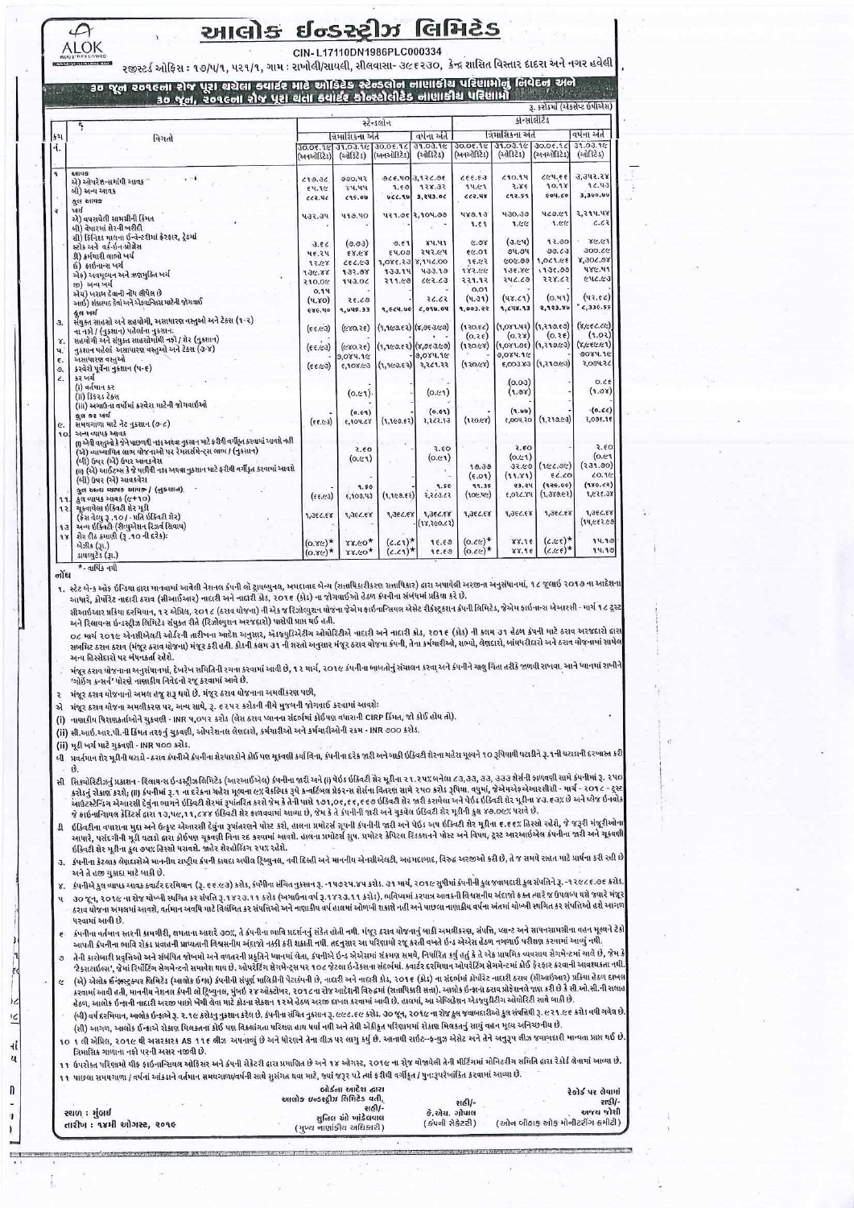# આલોક ઈન્ડસ્ટ્રીઝ લિમિટેડ

**CIN-L17110DN1986PLC000334**

રજીસ્ટર્ડ ઓફિસ: ૧૭/૫/૧, ૫૨૧/૧, ગામ: રાખોલી/સાયલી, સીલવાસા- ૩૯૬૨૩૦, કેન્દ્ર શાસિત વિસ્તાર દાદરા અને નગર હવેલી

## ૩૦ જૂન ૨૦૧૯ના રોજ પૂરા થયેલા ક્વાર્ટર માટે ઓડિટેડ સ્ટેન્ડલોન નાણાકીય પરિણામોનું નિવેદન અને ૩૦ જૂન, ૨૦૧૯ના રોજ પૂરા થતા ક્વાર્ટર કોન્સોલીડેટેડ નાણાકીય પરિણામો

રૂ. કરોડમાં (એકસપ્ટ ઈપીએસ)

| ક્રમ નં. | વિગતો | સ્ટેન્ડલોન | | | | કોન્સોલીડેટેડ | | | |
|---|---|---|---|---|---|---|---|---|---|
| | | ત્રિમાસિકના અંતે | | | વર્ષના અંતે | ત્રિમાસિકના અંતે | | | વર્ષના અંતે |
| | | ૩૦.૦૬.૧૯ (અનઓડિટેડ) | ૩૧.૦૩.૧૯ (ઓડિટેડ) | ૩૦.૦૬.૧૮ (અનઓડિટેડ) | ૩૧.૦૩.૧૯ (ઓડિટેડ) | ૩૦.૦૬.૧૯ (અનઓડિટેડ) | ૩૧.૦૩.૧૯ (ઓડિટેડ) | ૩૦.૦૬.૧૮ (અનઓડિટેડ) | ૩૧.૦૩.૧૯ (ઓડિટેડ) |
| ૧ | આવક | | | | | | | | |
| | એ) ઓપરેશન્સમાંથી આવક | ૮૧૭.૩૯ | ૭૭૦.૫૨ | ૭૯૬.૫૦ | ૩,૧૩૮.૦૯ | ૮૬૬.૬૩ | ૮૧૦.૧૫ | ૮૯૫.૬૬ | ૩,૩૫૨.૨૪ |
| | બી) અન્ય આવક | ૬૫.૧૯ | ૪૫.૫૫ | ૧.૯૦ | ૧૩૪.૭૩ | ૧૫.૯૧ | ૨.૪૬ | ૧૦.૧૪ | ૧૮.૫૩ |
| | કુલ આવક | ૮૮૨.૫૮ | ૮૧૬.૦૭ | ૭૯૮.૪૦ | ૩,૨૭૩.૦૮ | ૮૮૨.૫૪ | ૮૧૨.૬૧ | ૯૦૫.૮૦ | ૩,૩૭૦.૭૭ |
| ૨ | ખર્ચ | | | | | | | | |
| | એ) વપરાયેલી સામગ્રીની કિંમત | ૫૩૨.૭૫ | ૫૧૭.૫૦ | ૫૨૧.૭૯ | ૨,૧૦૫.૭૭ | ૫૪૭.૧૩ | ૫૩૦.૩૭ | ૫૮૭.૭૧ | ૨,૨૧૫.૫૪ |
| | બી) વેપારમાં ખરીદી | | | | | ૧.૮૧ | ૧.૯૯ | ૧.૯૯ | ૮.૯૨ |
| | સી) ફિનિશ્ડ માલના ઈન્વેન્ટરીમાં ફેરફાર, સ્ટોક અને વર્ક-ઈન-પ્રોગ્રેસ | ૩.૬૮ | (૭.૦૩) | ૭.૯૧ | ૪૫.૫૧ | ૯.૦૪ | (૩.૯૫) | ૧૨.૭૦ | ૪૯.૯૧ |
| | ડી) કર્મચારી લાભો ખર્ચ | ૫૮.૨૫ | ૬૪.૯૪ | ૬૫.૭૭ | ૨૫૨.૯૫ | ૬૯.૦૧ | ૭૫.૭૫ | ૭૭.૮૩ | ૩૦૭.૯૯ |
| | ઈ) ફાઈનાન્સ ખર્ચ | ૧૨.૬૪ | ૯૯૮.૯૩ | ૧,૦૪૬.૨૩ | ૪,૧૫૮.૭૦ | ૧૬.૯૨ | ૭૦૯.૭૭ | ૧,૦૯૧.૯૯ | ૪,૩૦૮.૭૪ |
| | એફ) અવમૂલ્યન અને ઋણમુક્તિ ખર્ચ | ૧૩૭.૪૪ | ૧૩૨.૭૪ | ૧૩૩.૧૫ | ૫૩૩.૧૭ | ૧૪૨.૯૯ | ૧૩૯.૪૯ | ૧૩૯.૭૭ | ૫૪૯.૫૧ |
| | જી) અન્ય ખર્ચ | ૨૧૦.૭૯ | ૧૫૩.૦૮ | ૨૧૧.૯૭ | ૮૯૨.૮૩ | ૨૨૧.૧૨ | ૨૫૮.૯૩ | ૨૨૪.૯૨ | ૯૫૮.૯૩ |
| | એચ) ખરાબ દેવાંની નોંધ લીધેલ છે | ૦.૧૫ | | | | ૦.૦૧ | | | |
| | આઈ) સંશયાત દેવાં અને એડવાન્સિસ માટેની જોગવાઈ | (૫.૪૦) | ૨૬.૮૭ | | ૨૮.૮૨ | (૫.૩૧) | (૫૪.૮૧) | (૦.૫૧) | (૫૨.૮૯) |
| | કુલ ખર્ચ | ૯૪૯.૫૦ | ૧,૯૫૭.૩૩ | ૧,૯૮૫.૫૦ | ૮,૦૧૭.૦૫ | ૧,૦૦૩.૨૨ | ૧,૯૫૪.૧૩ | ૨,૧૩૩.૪૭ | ૮,૩૩૦.૬૬ |
| ૩ | સંયુક્ત સાહસો અને સહયોગી, અસાધારણ વસ્તુઓ અને ટેક્સ (૧-૨) પહેલાં નફો / (નુકસાન) | (૬૬.૯૨) | (૯૪૦.૨૬) | (૧,૧૮૭.૬૨) | (૪,૭૬૩.૯૭) | (૧૨૦.૬૮) | (૧,૦૪૧.૫૨) | (૧,૨૨૭.૬૭) | (૪,૯૫૯.૮૯) |
| ૪ | સહયોગી અને સંયુક્ત સાહસોમાંથી નફો / શેર (નુકસાન) | | | | | (૦.૨૬) | (૦.૨૪) | (૦.૨૬) | (૧.૦૨) |
| ૫ | નુકસાન પહેલાં અસાધારણ વસ્તુઓ અને ટેક્સ (૩-૪) | (૬૬.૯૨) | (૯૪૦.૨૬) | (૧,૧૮૭.૬૨) | (૪,૭૬૩.૯૭) | (૧૨૦.૯૪) | (૧,૦૪૧.૭૬) | (૧,૨૨૭.૯૩) | (૪,૯૬૦.૯૧) |
| ૬ | અસાધારણ વસ્તુઓ | | ૭,૦૪૫.૧૯ | | ૭,૦૪૫.૧૯ | | ૭,૦૪૫.૧૯ | | ૭૦૪૫.૧૯ |
| ૭ | કરવેરા પૂર્વેના નુકસાન (૫-૬) | (૬૬.૯૨) | ૬,૧૦૪.૯૩ | (૧,૧૮૭.૬૨) | ૨,૨૮૧.૨૨ | (૧૨૦.૯૪) | ૬,૦૦૩.૪૩ | (૧,૨૨૭.૯૩) | ૨,૦૮૪.૨૮ |
| ૮ | કર ખર્ચ | | | | | | | | |
| | (i) વર્તમાન કર | | | | | | (૦.૦૩) | | ૦.૮૯ |
| | (ii) ડિફરડ ટેક્સ | | (૦.૯૧) | | (૦.૯૧) | | (૧.૭૪) | | (૧.૦૪) |
| | (iii) અગાઉના વર્ષોમાં કરવેરા માટેની જોગવાઈઓ | | | | | | | | |
| | કુલ કર ખર્ચ | | (૦.૯૧) | | (૦.૯૧) | | (૧.૭૭) | | (૦.૧૫) |
| ૯ | સમયગાળા માટે નફો/નુકસાન (૭-૮) | (૬૬.૯૨) | ૬,૧૦૫.૮૪ | (૧,૧૮૭.૬૨) | ૨,૨૮૨.૧૩ | (૧૨૦.૯૪) | ૬,૦૦૫.૨૦ | (૧,૨૨૭.૯૩) | ૨,૦૮૪.૪૩ |
| ૧૦ | અન્ય વ્યાપક આવક | | | | | | | | |
| | (i) એવી વસ્તુઓ કે જેને પાછળથી નફા અથવા નુકસાન માટે ફરીથી વર્ગીકૃત કરવામાં આવશે નહીં (એ) વ્યાખ્યાયિત લાભ યોજનાઓ પર રેમસરમેન્ટ્સ લાભ / (નુકસાન) | | ૨.૬૦ | | ૨.૬૦ | | ૨.૬૦ | | ૨.૬૦ |
| | (બી) ઉપર (એ) ઉપર આવકવેરો | | (૦.૯૧) | | (૦.૯૧) | | (૦.૯૧) | | (૦.૯૧) |
| | (ii) (એ) આઈટમ્સ કે જે પાછળથી નફા અથવા નુકસાન માટે ફરીથી વર્ગીકૃત કરવામાં આવશે | | | | | ૧૭.૩૭ | ૩૨.૬૭ | (૧૯૮.૭૮) | (૨૩૧.૭૦) |
| | (બી) ઉપર (એ) આવકવેરો | | | | | (૬.૦૧) | (૧૧.૪૧) | ૬૮.૮૦ | ૮૦.૧૯ |
| | કુલ અન્ય વ્યાપક આવક / (નુકસાન) | | ૧.૬૯ | | ૧.૬૯ | ૧૧.૩૬ | ૨૩.૬૫ | (૧૨૯.૯૮) | (૧૪૯.૮૨) |
| ૧૧ | કુલ વ્યાપક આવક (૯+૧૦) | (૬૬.૯૨) | ૬,૧૦૭.૫૩ | (૧,૧૮૭.૬૨) | ૨,૨૮૩.૮૨ | (૧૦૯.૫૮) | ૬,૦૨૮.૮૫ | (૧,૩૫૭.૯૧) | ૧,૯૩૪.૬૧ |
| ૧૨ | ચૂકવાયેલ ઈક્વિટી શેર મૂડી (ફેસ વેલ્યુ રૂ. ૧૦/- પ્રતિ ઈક્વિટી શેર) | ૧,૩૯૮.૬૪ | ૧,૩૯૮.૬૪ | ૧,૩૯૮.૬૪ | ૧,૩૯૮.૬૪ | ૧,૩૯૮.૬૪ | ૧,૩૯૮.૬૪ | ૧,૩૯૮.૬૪ | ૧,૩૯૮.૬૪ |
| ૧૩ | અન્ય ઈક્વિટી (રીવેલ્યુએશન રિઝર્વ સિવાય) | | | | (૧૪,૨૦૦.૯૨) | | | | (૧૫,૬૯૯.૦૩) |
| ૧૪ | શેર દીઠ કમાણી (રૂ.૧૦ની દરેક): | | | | | | | | |
| | બેઝીક (રૂ.) | (૦.૪૮)* | ૪૪.૭૦* | (૮.૯૧)* | ૧૬.૯૦ | (૦.૮૯)* | ૪૪.૧૬ | (૮.૯૨)* | ૧૫.૧૦ |
| | ડાયલ્યુટેડ (રૂ.) | (૦.૪૮)* | ૪૪.૭૦* | (૮.૯૧)* | ૧૬.૯૦ | (૦.૮૯)* | ૪૪.૧૬ | (૮.૯૨)* | ૧૫.૧૦ |

* - વાર્ષિક નથી

**નોંધ**

૧. સ્ટેટ બેન્ક ઓફ ઈન્ડિયા દ્વારા માન્યતામાં આવેલી નેશનલ કંપની લો ટ્રીબ્યુનલ, અમદાવાદ બેન્ચ (સત્તાધિકારીકરણ સત્તાધિકાર) દ્વારા અપાયેલી અરજીના અનુસંધાનમાં, ૧૮ જુલાઈ ૨૦૧૭ના આદેશના આધારે, કોર્પોરેટ નાદારી ઠરાવ (સીઆઈઆર) નાદારી અને નાદારી કોડ, ૨૦૧૬ (કોડ) ના જોગવાઈઓ હેઠળ કંપનીના સંબંધમાં પ્રક્રિયા શરૂ કરે છે.

સીઆઈઆર પ્રક્રિયા દરમિયાન, ૧૨ એપ્રિલ, ૨૦૧૮ (ઠરાવ યોજના) ની એક જ રિઝોલ્યુશન યોજના જેએમ ફાઈનાન્સિયલ એસેટ રીકંસ્ટ્રક્શન કંપની લિમિટેડ, જેએમ ફાઈનાન્સ એઆરસી - માર્ચ ૧૮ ટ્રસ્ટ અને રિલાયન્સ ઈન્ડસ્ટ્રીઝ લિમિટેડ સંયુક્ત રીતે (રિઝોલ્યુશન અરજદારો) પાસેથી પ્રાપ્ત થઈ હતી.

૦૮ માર્ચ ૨૦૧૯ એનસીએલટીએ ઓર્ડરની તારીખના આદેશ અનુસાર, એડજ્યુડિકેટીંગ ઓથોરિટીએ નાદારી અને નાદારી કોડ, ૨૦૧૬ (કોડ) ની કલમ ૩૧ હેઠળ કંપની માટે ઠરાવ અરજદારો દ્વારા સબમિટ ઠરાવ કરાવ (મંજૂર ઠરાવ યોજના) મંજૂર કરી હતી. કોડની કલમ ૩૧ ની શરતો અનુસાર મંજૂર ઠરાવ યોજના કંપની, તેના કર્મચારીઓ, સભ્યો, લેણદારો, બાંયધરીદારો અને ઠરાવ યોજનામાં સામેલ અન્ય હિસ્સેદારો પર બંધનકર્તા રહેશે.

મંજૂર ઠરાવ યોજનાના અનુસંધાનમાં, દેખરેખ સમિતિની રચના કરવામાં આવી છે, ૧૨ માર્ચ, ૨૦૧૯ કંપનીના બાબતોનું સંચાલન કરવા અને કંપનીને ચાલુ ચિંતા તરીકે જાળવી રાખવા. આને ધ્યાનમાં રાખીને 'ગોઈંગ કન્સર્ન' ધોરણે નાણાકીય નિવેદનો રજૂ કરવામાં આવે છે.

૨. મંજૂર ઠરાવ યોજનાનો અમલ હજુ શરૂ થયો છે. મંજૂર ઠરાવ યોજનાના અમલીકરણ પછી,

એ) મંજૂર ઠરાવ યોજના અમલીકરણ પછી, અન્ય સાથે, રૂ. ૬૨૫૨ કરોડની નીચે મુજબની જોગવાઈ કરવામાં આવશે:

(i) નાણાકીય ધિરાણકર્તાઓને ચુકવણી - INR ૫,૦૫૨ કરોડ (વેલ ઠરાવ પ્લાનના સંદર્ભમાં કોઈપણ વધારાની CIRP કિંમત, જો કોઈ હોય તો).

(ii) સી.આઈ.આર.પી.ની કિંમત તરફનું ચુકવણી, ઓપરેશનલ લેણદારો, કર્મચારીઓ અને કર્મચારીઓની રકમ - INR ૭૦૦ કરોડ.

(ii) મૂડી ખર્ચ માટે ચુકવણી - INR ૫૦૦ કરોડ.

બી) પ્રવર્તમાન શેર મૂડીની ઘટાડો - ઠરાવ કંપનીએ કંપનીના શેરધારકોને કોઈ પણ ચુકવણી કર્યા વિના, કંપનીના દરેક જારી અને બાકી ઈક્વિટી શેરના ચહેરા મૂલ્યને ૧૦ રૂપિયાથી ઘટાડીને રૂ.૧ની ઘટાડાની દરખાસ્ત કરી છે.

સી) સિક્યોરિટીઝનું પ્રકાશન - રિલાયન્સ ઈન્ડસ્ટ્રીઝ લિમિટેડ (આરઆઈએલ) કંપનીના જારી અને (i) પેઈડ ઈક્વિટી શેર મૂડીના ૨૧.૨૫% બનેલા ૮૩,૩૩,૩૩,૩૩૩ શેર્સની ફાળવણી સામે કંપનીમાં રૂ. ૨૫૦ કરોડનું રોકાણ કરશે; (ii) કંપનીમાં રૂ.૧ ના દરેકના ચહેરા મૂલ્યના ૯% વૈકલ્પિક રૂપે કન્વર્ટિબલ પ્રેફરન્સ શેર્સના વિતરણ સામે ૨૫૦ કરોડ રૂપિયા. વધુમાં, જેએમએફએઆરસી - માર્ચ - ૨૦૧૮ - ટ્રસ્ટ આઉટસ્ટેન્ડિંગ એઆરસી દેવુંના ભાગને ઈક્વિટી શેરમાં રૂપાંતરિત કરશે જેમ કે તેની પાસે ૧૭૧,૦૯,૬૬,૬૯૭ ઈક્વિટી શેર કરશેલા અને પેઈડ ઈક્વિટી શેર મૂડીના ૪૩.૬૩% છે અને પ્લેજ ઈનવોક જે એકી રકમના ઈનવેસ્ટર્સ દ્વારા ૧૭,૫૮,૧૧,૮૪૪ ઈક્વિટી શેર ફાળવવામાં આવ્યા છે, જેમ કે તે કંપનીની જારી અને ચુકવેલ ઈક્વિટી શેર મૂડીની કુલ ૪૭.૦૯% ધરાવે છે.

ડી) ઈક્વિટીના વધારાના મુદ્દા અને ઉત્કૃષ્ટ એઆરસી દેવુંના રૂપાંતરણને પોસ્ટ કરો, હાલના પ્રમોટર્સ ગ્રુપની કંપનીની જારી અને પેઈડ અપ ઈક્વિટી શેર મૂડીના ૬.૬૬% હિસ્સો રહેશે, જે જરૂરી મંજૂરીઓના આધારે, પરાંપણીની મૂડી ઘટાડો હાલ કોઈપણ ચૂકવણી વિના રદ કરવામાં આવશે. હાલના પ્રમોટર્સ ગ્રુપ. પ્રમોટર કેપિટલ રિડકશનને પોસ્ટ અને વિષ્ણ, ટ્રસ્ટ આરઆઈએલ કંપનીના જારી અને ચુકવણી ઈક્વિટી શેર મૂડીના કુલ ૭૫% હિસ્સો ધરાવશે. જાહેર શેરહોલ્ડિંગ ૨૫% રહેશે.

૩. કંપનીના કેટલાક લેણદારોએ માનનીય રાષ્ટ્રીય કંપની કાયદા અપીલ ટ્રિબ્યુનલ, નવી દિલ્હી અને માનનીય એનસીએલટી, અમદાવાદમાં, વિરુદ્ધ અરજીઓ કરી છે, તે જ સમયે રાહત માટે પ્રાર્થના કરી રહી છે અને તે હજુ ચુકાદા માટે બાકી છે.

૪. કંપનીની કુલ વ્યાપક આવક ક્વાર્ટર દરમિયાન (રૂ. ૬૬.૯૨ કરોડ), કંપનીના સંચિત નુકસાન રૂ. -૧૫૭૨૫.૪૫ કરોડ. ૩૧ માર્ચ, ૨૦૧૯ સુધીમાં કંપનીની કુલ જવાબદારી કુલ સંપત્તિને રૂ. -૧૨૭૯૮.૭૬ કરોડ.

૫. ૩૦ જૂન, ૨૦૧૯ ના રોજ ચોખ્ખી સ્થગિત કર સંપત્તિ રૂ.૧૪૨૩.૧૧ કરોડ (અગાઉના વર્ષે રૂ.૧૪૨૩.૧૧ કરોડ). ભવિષ્યમાં કરપાત્ર આવકની નિશ્ચયનીય અંદાજો ફક્ત ત્યારે જ ઉપલબ્ધ થશે જ્યારે મંજૂર ઠરાવ યોજના અમલમાં આવશે, વર્તમાન અવધિ માટે વિલંબિત કર સંપત્તિઓ અને નાણાકીય વર્ષના અંતમાં ચોખ્ખી સ્થગિત કર સંપત્તિઓ હશે આગળ ધપાવામાં આવી છે.

૬. કંપનીના વર્તમાન સ્તરની કામગીરી, ક્ષમતાના આધારે ૩૦% તે કંપનીના ભાવિ પ્રદર્શનનું સંકેત હોતી નથી. મંજૂર ઠરાવ યોજનાનું બાકી અમલીકરણ, સંપત્તિ, પ્લાન્ટ અને સાધનસામગ્રીના વહન મૂલ્યને ટેકો આપતી કંપનીના ભાવિ રોકડ પ્રવાહની પ્રાપ્તતાની વિશ્વસનીય અંદાજો નક્કી કરી શકાતી નથી. તદનુસાર આ પરિણામો રજૂ કરતી વખતે ઈન્ડ એએસ૩૬ હેઠળ નબળાઈ પરીક્ષણ કરવામાં આવ્યું નથી.

૭. તેની કારોબારી પ્રવૃત્તિઓ અને સંબંધિત જોખમો અને વળતરની પ્રકૃતિને ધ્યાનમાં લેતા, કંપનીએ ઈન્ડ એએસ૧૦૮ અનુસાર નિર્ધારિત કર્યું હતું કે તે એક પ્રાથમિક વ્યવસાય સેગમેન્ટમાં ચાલે છે, જેમ કે 'ટેક્સટાઈલ્સ', જેમાં રિપોર્ટિંગ સેગમેન્ટનો સમાવેશ થાય છે. ઓપરેટિંગ સેગમેન્ટ્સ પર ૧૦૮ જેટલા ઈન્ડએએસના સંદર્ભમાં. ક્વાર્ટર દરમિયાન ઓપરેટિંગ સેગમેન્ટમાં કોઈ ફેરફાર કરવાની આવશ્યકતા નથી.

૮. (એ) આલોક ઈન્ફ્રાસ્ટ્રક્ચર લિમિટેડ (આલોક ઈન્ફ્રા) કંપનીની પેટાકંપની છે, નાદારી અને નાદારી કોડ, ૨૦૧૬ (કોડ) ના સંદર્ભમાં કોર્પોરેટ નાદારી ઠરાવ (સીઆઈઆર) પ્રક્રિયા હેઠળ દાખલ કરવામાં આવી હતી, માનનીય નેશનલ કંપની લો ટ્રિબ્યુનલ, મુંબઈ ૨૪ ઓક્ટોબર, ૨૦૧૮ના રોજ આદેશની વિરુદ્ધમાં (સત્તાધિકારી સત્તા), આલોક ઈન્ફ્રાના ઠરાવ પ્રોફેશનલે જાણ કરી છે કે સી.ઓ.સી.ની સલાહ હેઠળ, આલોક ઈન્ફ્રાની નાદારી અરજી પાછી ખેંચી લેવા માટે કોડના સેક્શન ૧૨એ હેઠળ અરજી દાખલ કરવામાં આવી છે. હાલમાં, આ એપ્લિકેશન એડજ્યુડીકેટીંગ ઓથોરિટી સાથે બાકી છે.

(બી) વર્ષ દરમિયાન, આલોક ઈન્ફ્રાએ રૂ.૨.૧૯ કરોડનું નુકસાન કરેલ છે. કંપનીના સંચિત નુકસાન રૂ. ૯૭૯.૬૯ કરોડ. ૩૦ જૂન, ૨૦૧૯ના રોજ કુલ જવાબદારીઓ કુલ સંપત્તિથી રૂ. ૯૨૧.૯૯ કરોડ વધી ગયેલ છે.

(સી) આગળ, આલોક ઈન્ફ્રાએ રોકાણ મિલકતનો કોઈ પણ ઉદ્દેશમાં પરિણામ લાભ થયો નથી અને તેથી એકીકૃત પરિણામમાં રોકાણ મિલકતનું ચાલુ વહન મૂલ્ય અનિશ્ચિત છે.

૧૦. ૧ લી એપ્રિલ, ૨૦૧૯ થી અસરકારક AS ૧૧૬ લીઝ અપનાવ્યું છે અને ધોરણને તેના લીઝ પર લાગુ કર્યું છે. આ તાવી કરાર-બ-ગુણ એસેટ અને તેને અનુરૂપ લીઝ જવાબદારી માન્યતા પ્રાપ્ત થઈ છે. ત્રિમાસિક ગાળાના નફો પરની અસર નજીવી છે.

૧૧. ઉપરોક્ત પરિણામો ચીફ ફાઈનાન્સિયલ ઓફિસર અને કંપની સેક્રેટરી દ્વારા પ્રમાણિત છે અને ૧૪ ઓગસ્ટ, ૨૦૧૯ના રોજ યોજાયેલ તેની મીટિંગમાં મોનિટરીંગ સમિતિ દ્વારા રેકોર્ડ લેવામાં આવ્યા છે.

૧૨. પાછલા સમયગાળા / વર્ષના આંકડાને વર્તમાન સમયગાળા/વર્ષની સાથે સુસંગત થવા માટે, જ્યાં જરૂર પડે ત્યાં ફરીથી વર્ગીકૃત / પુનઃગ્રુપબદ્ધ કરવામાં આવ્યા છે.

સ્થળ : મુંબઈ
તારીખ : ૧૪મી ઓગસ્ટ, ૨૦૧૯

બોર્ડના આદેશ દ્વારા
આલોક ઈન્ડસ્ટ્રીઝ લિમિટેડ વતી,
સહી/-
સુનિલ ઓ ખંડેલવાલ
(મુખ્ય નાણાકીય અધિકારી)

સહી/-
કે.એચ. ગોપાલ
(કંપની સેક્રેટરી)

રેકોર્ડ પર લેવામાં
સહી/-
અજય જોશી
(ઓન બીહાફ ઓફ મોનીટરીંગ કમીટી)